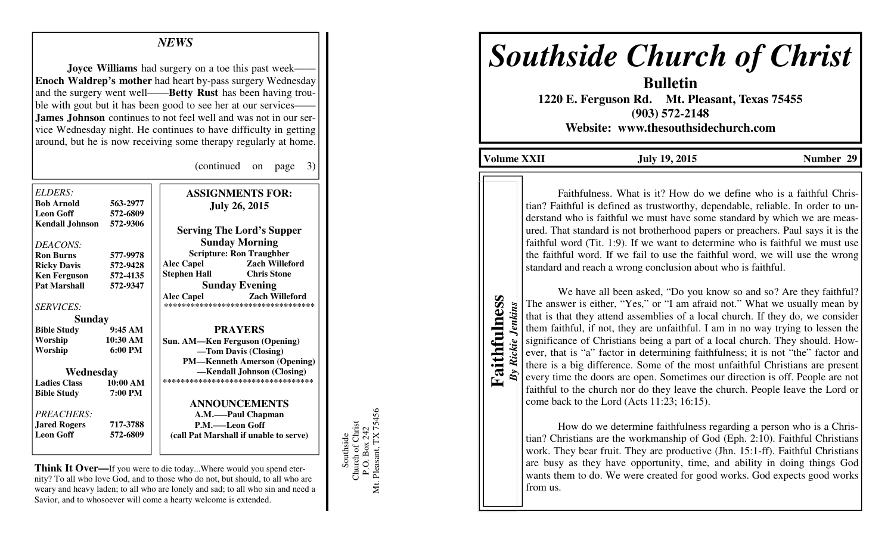## NEWS

**Joyce Williams** had surgery on a toe this past week——**Enoch Waldrep's mother** had heart by-pass surgery Wednesday and the surgery went well——**Betty Rust** has been having trouble with gout but it has been good to see her at our services——**James Johnson** continues to not feel well and was not in our service Wednesday night. He continues to have difficulty in getting around, but he is now receiving some therapy regularly at home.

(continued on page 3)

*ELDERS:*

| | |
|---|---|
| **Bob Arnold** | **563-2977** |
| **Leon Goff** | **572-6809** |
| **Kendall Johnson** | **572-9306** |

*DEACONS:*

| | |
|---|---|
| **Ron Burns** | **577-9978** |
| **Ricky Davis** | **572-9428** |
| **Ken Ferguson** | **572-4135** |
| **Pat Marshall** | **572-9347** |

*SERVICES:*

**Sunday**

| | |
|---|---|
| **Bible Study** | **9:45 AM** |
| **Worship** | **10:30 AM** |
| **Worship** | **6:00 PM** |

**Wednesday**

| | |
|---|---|
| **Ladies Class** | **10:00 AM** |
| **Bible Study** | **7:00 PM** |

*PREACHERS:*

| | |
|---|---|
| **Jared Rogers** | **717-3788** |
| **Leon Goff** | **572-6809** |

**ASSIGNMENTS FOR: July 26, 2015**

**Serving The Lord's Supper**

**Sunday Morning**

**Scripture: Ron Traughber**

| | |
|---|---|
| **Alec Capel** | **Zach Willeford** |
| **Stephen Hall** | **Chris Stone** |

**Sunday Evening**

| | |
|---|---|
| **Alec Capel** | **Zach Willeford** |

**PRAYERS**

**Sun. AM—Ken Ferguson (Opening)**
**—Tom Davis (Closing)**
**PM—Kenneth Amerson (Opening)**
**—Kendall Johnson (Closing)**

**ANNOUNCEMENTS**

**A.M.——Paul Chapman**
**P.M.——Leon Goff**
**(call Pat Marshall if unable to serve)**

**Think It Over—**If you were to die today...Where would you spend eternity? To all who love God, and to those who do not, but should, to all who are weary and heavy laden; to all who are lonely and sad; to all who sin and need a Savior, and to whosoever will come a hearty welcome is extended.

Southside
Church of Christ
P.O. Box 242
Mt. Pleasant, TX 75456

# *Southside Church of Christ*

## Bulletin

**1220 E. Ferguson Rd. Mt. Pleasant, Texas 75455**
**(903) 572-2148**
**Website: www.thesouthsidechurch.com**

**Volume XXII** | **July 19, 2015** | **Number 29**

## Faithfulness

***By Rickie Jenkins***

Faithfulness. What is it? How do we define who is a faithful Christian? Faithful is defined as trustworthy, dependable, reliable. In order to understand who is faithful we must have some standard by which we are measured. That standard is not brotherhood papers or preachers. Paul says it is the faithful word (Tit. 1:9). If we want to determine who is faithful we must use the faithful word. If we fail to use the faithful word, we will use the wrong standard and reach a wrong conclusion about who is faithful.

We have all been asked, "Do you know so and so? Are they faithful? The answer is either, "Yes," or "I am afraid not." What we usually mean by that is that they attend assemblies of a local church. If they do, we consider them faithful, if not, they are unfaithful. I am in no way trying to lessen the significance of Christians being a part of a local church. They should. However, that is "a" factor in determining faithfulness; it is not "the" factor and there is a big difference. Some of the most unfaithful Christians are present every time the doors are open. Sometimes our direction is off. People are not faithful to the church nor do they leave the church. People leave the Lord or come back to the Lord (Acts 11:23; 16:15).

How do we determine faithfulness regarding a person who is a Christian? Christians are the workmanship of God (Eph. 2:10). Faithful Christians work. They bear fruit. They are productive (Jhn. 15:1-ff). Faithful Christians are busy as they have opportunity, time, and ability in doing things God wants them to do. We were created for good works. God expects good works from us.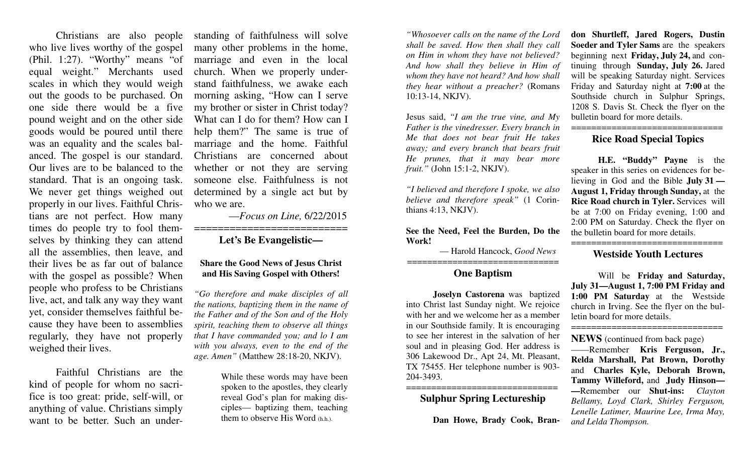Christians are also people who live lives worthy of the gospel (Phil. 1:27). "Worthy" means "of equal weight." Merchants used scales in which they would weigh out the goods to be purchased. On one side there would be a five pound weight and on the other side goods would be poured until there was an equality and the scales balanced. The gospel is our standard. Our lives are to be balanced to the standard. That is an ongoing task. We never get things weighed out properly in our lives. Faithful Christians are not perfect. How many times do people try to fool themselves by thinking they can attend all the assemblies, then leave, and their lives be as far out of balance with the gospel as possible? When people who profess to be Christians live, act, and talk any way they want yet, consider themselves faithful because they have been to assemblies regularly, they have not properly weighed their lives.

Faithful Christians are the kind of people for whom no sacrifice is too great: pride, self-will, or anything of value. Christians simply want to be better. Such an understanding of faithfulness will solve many other problems in the home, marriage and even in the local church. When we properly understand faithfulness, we awake each morning asking, "How can I serve my brother or sister in Christ today? What can I do for them? How can I help them?" The same is true of marriage and the home. Faithful Christians are concerned about whether or not they are serving someone else. Faithfulness is not determined by a single act but by who we are.

—*Focus on Line,* 6/22/2015

==========================

## Let's Be Evangelistic—

**Share the Good News of Jesus Christ and His Saving Gospel with Others!**

*"Go therefore and make disciples of all the nations, baptizing them in the name of the Father and of the Son and of the Holy spirit, teaching them to observe all things that I have commanded you; and lo I am with you always, even to the end of the age. Amen"* (Matthew 28:18-20, NKJV).

While these words may have been spoken to the apostles, they clearly reveal God's plan for making disciples— baptizing them, teaching them to observe His Word (h.h.).

*"Whosoever calls on the name of the Lord shall be saved. How then shall they call on Him in whom they have not believed? And how shall they believe in Him of whom they have not heard? And how shall they hear without a preacher?* (Romans 10:13-14, NKJV).

Jesus said, *"I am the true vine, and My Father is the vinedresser. Every branch in Me that does not bear fruit He takes away; and every branch that bears fruit He prunes, that it may bear more fruit."* (John 15:1-2, NKJV).

*"I believed and therefore I spoke, we also believe and therefore speak"* (1 Corinthians 4:13, NKJV).

**See the Need, Feel the Burden, Do the Work!**

— Harold Hancock, *Good News*

==============================

## One Baptism

**Joselyn Castorena** was baptized into Christ last Sunday night. We rejoice with her and we welcome her as a member in our Southside family. It is encouraging to see her interest in the salvation of her soul and in pleasing God. Her address is 306 Lakewood Dr., Apt 24, Mt. Pleasant, TX 75455. Her telephone number is 903-204-3493.

==============================

## Sulphur Spring Lectureship

**Dan Howe, Brady Cook, Brandon Shurtleff, Jared Rogers, Dustin Soeder and Tyler Sams** are the speakers beginning next **Friday, July 24,** and continuing through **Sunday, July 26.** Jared will be speaking Saturday night. Services Friday and Saturday night at **7:00** at the Southside church in Sulphur Springs, 1208 S. Davis St. Check the flyer on the bulletin board for more details.

==============================

## Rice Road Special Topics

**H.E. "Buddy" Payne** is the speaker in this series on evidences for believing in God and the Bible **July 31 — August 1, Friday through Sunday,** at the **Rice Road church in Tyler.** Services will be at 7:00 on Friday evening, 1:00 and 2:00 PM on Saturday. Check the flyer on the bulletin board for more details.

==============================

## Westside Youth Lectures

Will be **Friday and Saturday, July 31—August 1, 7:00 PM Friday and 1:00 PM Saturday** at the Westside church in Irving. See the flyer on the bulletin board for more details.

==============================

**NEWS** (continued from back page)

——Remember **Kris Ferguson, Jr., Relda Marshall, Pat Brown, Dorothy** and **Charles Kyle, Deborah Brown, Tammy Willeford,** and **Judy Hinson——**Remember our **Shut-ins:** *Clayton Bellamy, Loyd Clark, Shirley Ferguson, Lenelle Latimer, Maurine Lee, Irma May, and Lelda Thompson.*